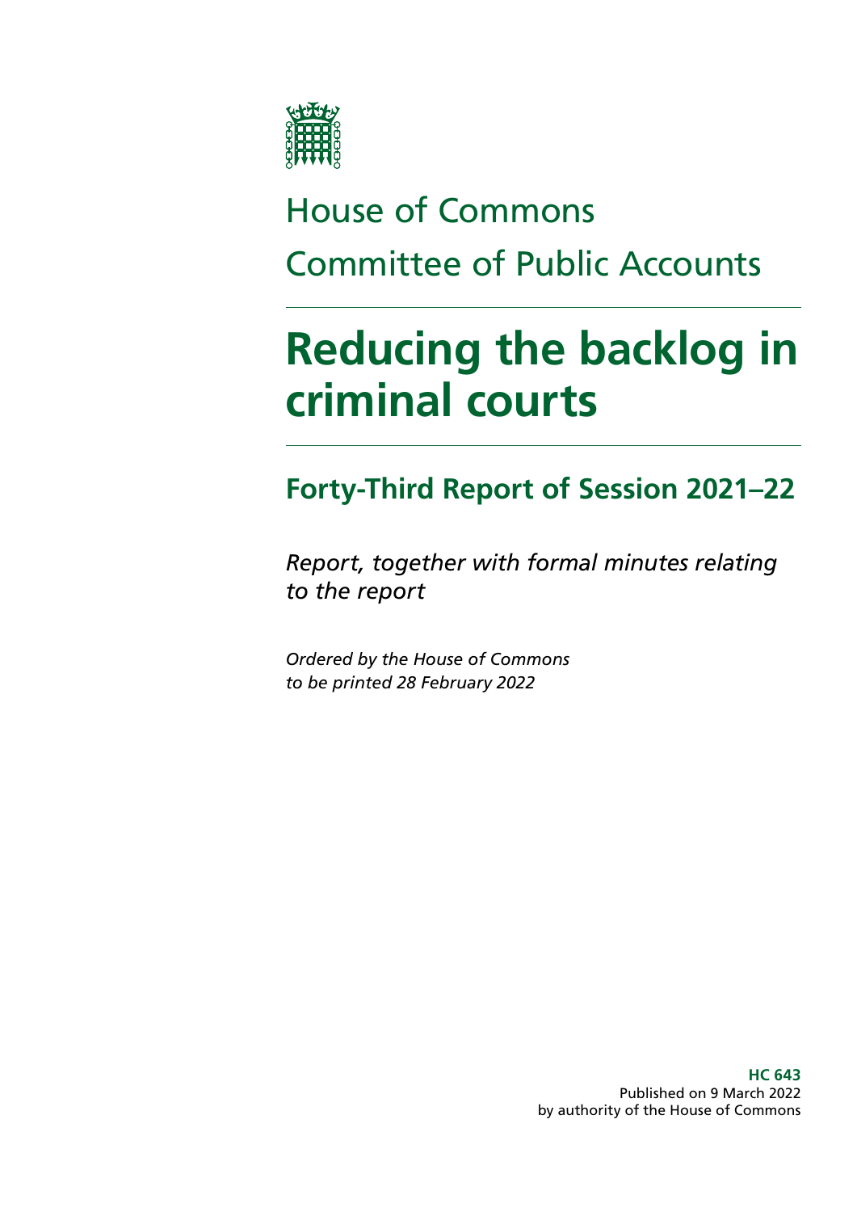House of Commons

Committee of Public Accounts

# Reducing the backlog in criminal courts

## Forty-Third Report of Session 2021–22

*Report, together with formal minutes relating to the report*

*Ordered by the House of Commons to be printed 28 February 2022*

**HC 643**
Published on 9 March 2022
by authority of the House of Commons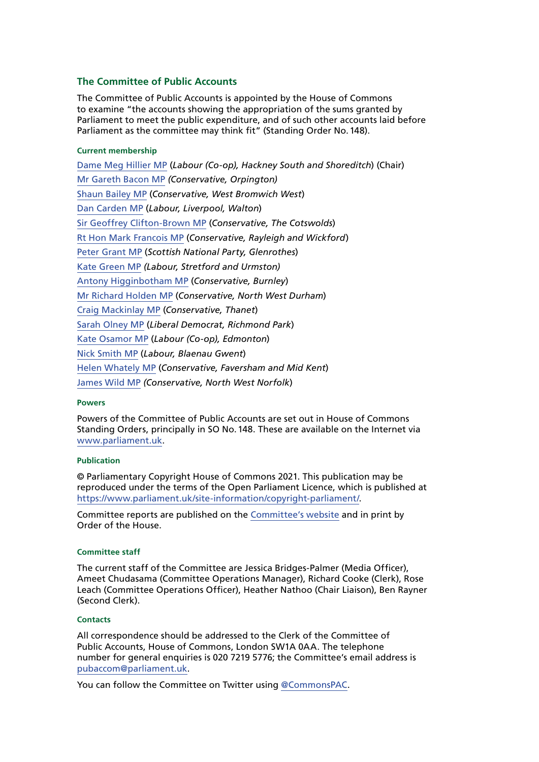## The Committee of Public Accounts

The Committee of Public Accounts is appointed by the House of Commons to examine "the accounts showing the appropriation of the sums granted by Parliament to meet the public expenditure, and of such other accounts laid before Parliament as the committee may think fit" (Standing Order No. 148).

### Current membership

Dame Meg Hillier MP (*Labour (Co-op), Hackney South and Shoreditch*) (Chair)

Mr Gareth Bacon MP *(Conservative, Orpington)*

Shaun Bailey MP (*Conservative, West Bromwich West*)

Dan Carden MP (*Labour, Liverpool, Walton*)

Sir Geoffrey Clifton-Brown MP (*Conservative, The Cotswolds*)

Rt Hon Mark Francois MP (*Conservative, Rayleigh and Wickford*)

Peter Grant MP (*Scottish National Party, Glenrothes*)

Kate Green MP *(Labour, Stretford and Urmston)*

Antony Higginbotham MP (*Conservative, Burnley*)

Mr Richard Holden MP (*Conservative, North West Durham*)

Craig Mackinlay MP (*Conservative, Thanet*)

Sarah Olney MP (*Liberal Democrat, Richmond Park*)

Kate Osamor MP (*Labour (Co-op), Edmonton*)

Nick Smith MP (*Labour, Blaenau Gwent*)

Helen Whately MP (*Conservative, Faversham and Mid Kent*)

James Wild MP *(Conservative, North West Norfolk*)

### Powers

Powers of the Committee of Public Accounts are set out in House of Commons Standing Orders, principally in SO No. 148. These are available on the Internet via www.parliament.uk.

### Publication

© Parliamentary Copyright House of Commons 2021. This publication may be reproduced under the terms of the Open Parliament Licence, which is published at https://www.parliament.uk/site-information/copyright-parliament/.

Committee reports are published on the Committee's website and in print by Order of the House.

### Committee staff

The current staff of the Committee are Jessica Bridges-Palmer (Media Officer), Ameet Chudasama (Committee Operations Manager), Richard Cooke (Clerk), Rose Leach (Committee Operations Officer), Heather Nathoo (Chair Liaison), Ben Rayner (Second Clerk).

### Contacts

All correspondence should be addressed to the Clerk of the Committee of Public Accounts, House of Commons, London SW1A 0AA. The telephone number for general enquiries is 020 7219 5776; the Committee's email address is pubaccom@parliament.uk.

You can follow the Committee on Twitter using @CommonsPAC.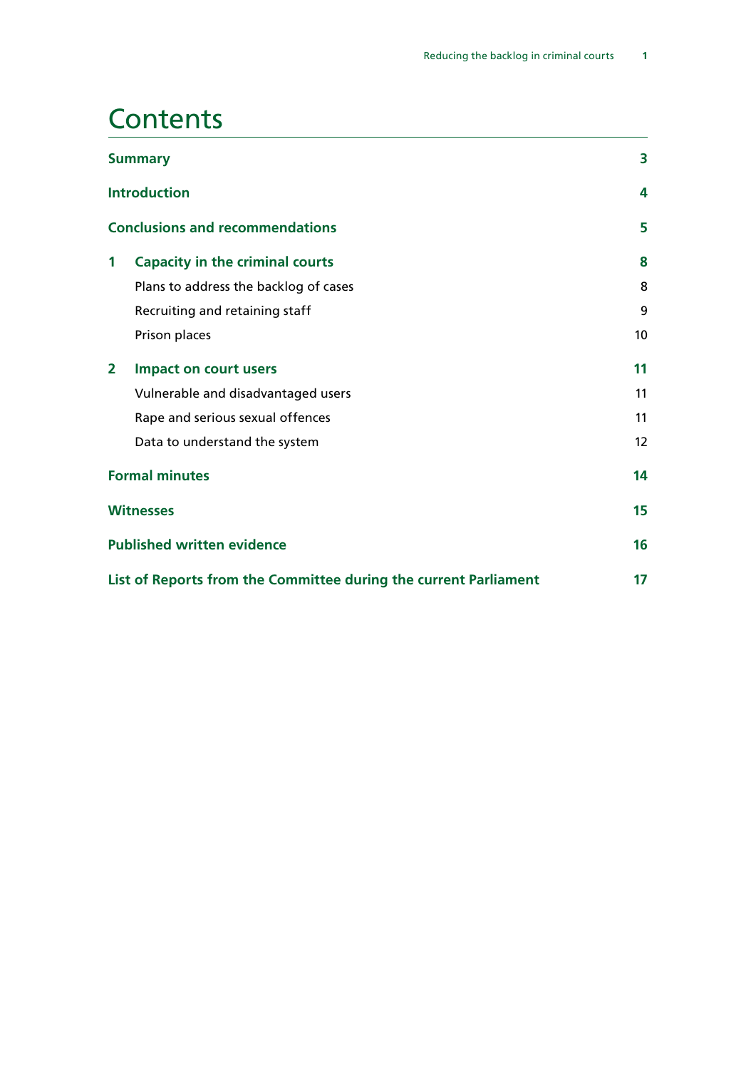# Contents

| | | |
|---|---|---|
| **Summary** | | **3** |
| **Introduction** | | **4** |
| **Conclusions and recommendations** | | **5** |
| **1** | **Capacity in the criminal courts** | **8** |
| | Plans to address the backlog of cases | 8 |
| | Recruiting and retaining staff | 9 |
| | Prison places | 10 |
| **2** | **Impact on court users** | **11** |
| | Vulnerable and disadvantaged users | 11 |
| | Rape and serious sexual offences | 11 |
| | Data to understand the system | 12 |
| **Formal minutes** | | **14** |
| **Witnesses** | | **15** |
| **Published written evidence** | | **16** |
| **List of Reports from the Committee during the current Parliament** | | **17** |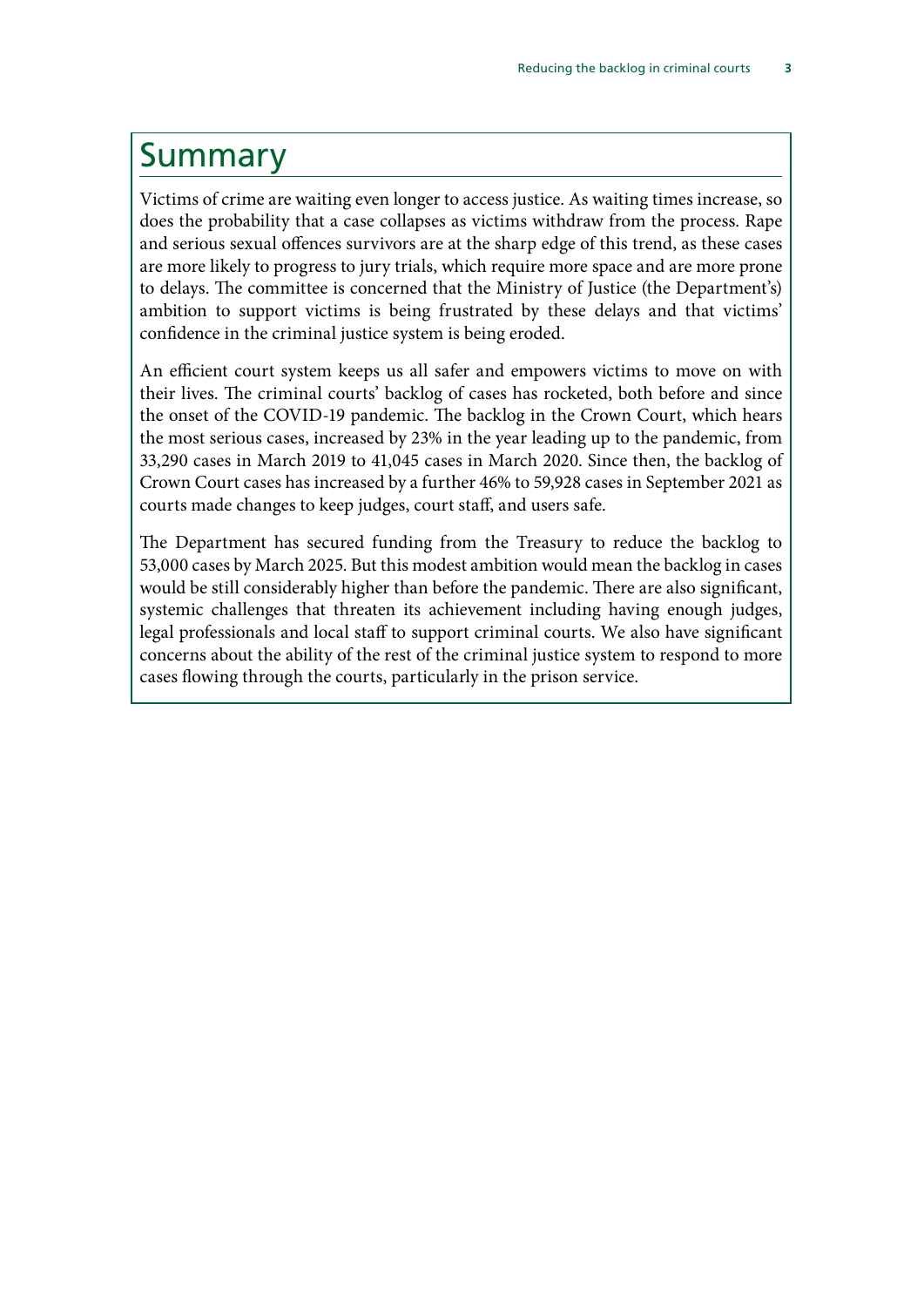# Summary

Victims of crime are waiting even longer to access justice. As waiting times increase, so does the probability that a case collapses as victims withdraw from the process. Rape and serious sexual offences survivors are at the sharp edge of this trend, as these cases are more likely to progress to jury trials, which require more space and are more prone to delays. The committee is concerned that the Ministry of Justice (the Department's) ambition to support victims is being frustrated by these delays and that victims' confidence in the criminal justice system is being eroded.

An efficient court system keeps us all safer and empowers victims to move on with their lives. The criminal courts' backlog of cases has rocketed, both before and since the onset of the COVID-19 pandemic. The backlog in the Crown Court, which hears the most serious cases, increased by 23% in the year leading up to the pandemic, from 33,290 cases in March 2019 to 41,045 cases in March 2020. Since then, the backlog of Crown Court cases has increased by a further 46% to 59,928 cases in September 2021 as courts made changes to keep judges, court staff, and users safe.

The Department has secured funding from the Treasury to reduce the backlog to 53,000 cases by March 2025. But this modest ambition would mean the backlog in cases would be still considerably higher than before the pandemic. There are also significant, systemic challenges that threaten its achievement including having enough judges, legal professionals and local staff to support criminal courts. We also have significant concerns about the ability of the rest of the criminal justice system to respond to more cases flowing through the courts, particularly in the prison service.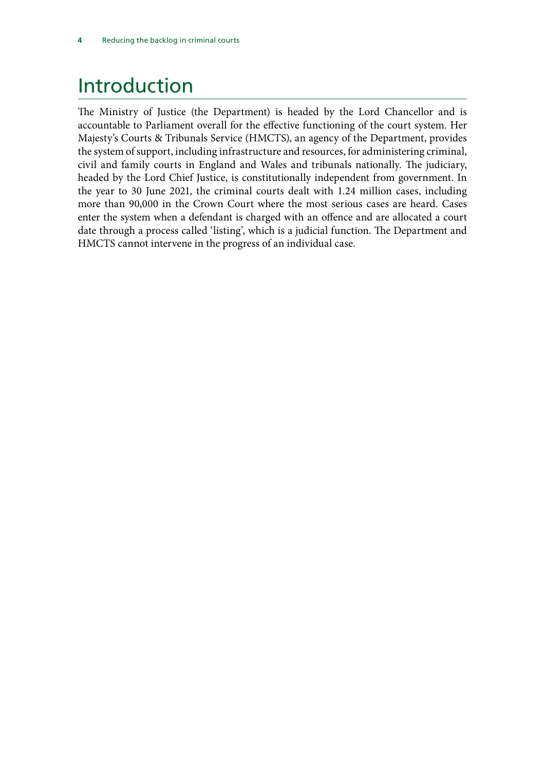# Introduction

The Ministry of Justice (the Department) is headed by the Lord Chancellor and is accountable to Parliament overall for the effective functioning of the court system. Her Majesty's Courts & Tribunals Service (HMCTS), an agency of the Department, provides the system of support, including infrastructure and resources, for administering criminal, civil and family courts in England and Wales and tribunals nationally. The judiciary, headed by the Lord Chief Justice, is constitutionally independent from government. In the year to 30 June 2021, the criminal courts dealt with 1.24 million cases, including more than 90,000 in the Crown Court where the most serious cases are heard. Cases enter the system when a defendant is charged with an offence and are allocated a court date through a process called 'listing', which is a judicial function. The Department and HMCTS cannot intervene in the progress of an individual case.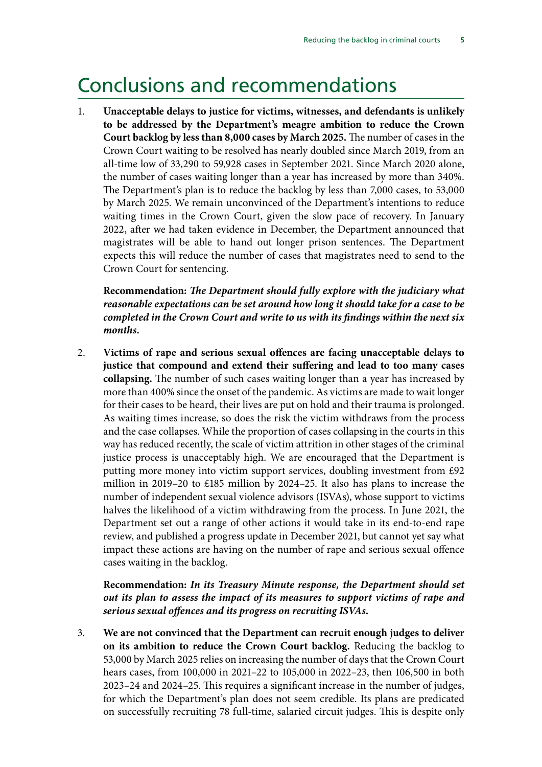# Conclusions and recommendations

1. **Unacceptable delays to justice for victims, witnesses, and defendants is unlikely to be addressed by the Department's meagre ambition to reduce the Crown Court backlog by less than 8,000 cases by March 2025.** The number of cases in the Crown Court waiting to be resolved has nearly doubled since March 2019, from an all-time low of 33,290 to 59,928 cases in September 2021. Since March 2020 alone, the number of cases waiting longer than a year has increased by more than 340%. The Department's plan is to reduce the backlog by less than 7,000 cases, to 53,000 by March 2025. We remain unconvinced of the Department's intentions to reduce waiting times in the Crown Court, given the slow pace of recovery. In January 2022, after we had taken evidence in December, the Department announced that magistrates will be able to hand out longer prison sentences. The Department expects this will reduce the number of cases that magistrates need to send to the Crown Court for sentencing.

   **Recommendation:** ***The Department should fully explore with the judiciary what reasonable expectations can be set around how long it should take for a case to be completed in the Crown Court and write to us with its findings within the next six months.***

2. **Victims of rape and serious sexual offences are facing unacceptable delays to justice that compound and extend their suffering and lead to too many cases collapsing.** The number of such cases waiting longer than a year has increased by more than 400% since the onset of the pandemic. As victims are made to wait longer for their cases to be heard, their lives are put on hold and their trauma is prolonged. As waiting times increase, so does the risk the victim withdraws from the process and the case collapses. While the proportion of cases collapsing in the courts in this way has reduced recently, the scale of victim attrition in other stages of the criminal justice process is unacceptably high. We are encouraged that the Department is putting more money into victim support services, doubling investment from £92 million in 2019–20 to £185 million by 2024–25. It also has plans to increase the number of independent sexual violence advisors (ISVAs), whose support to victims halves the likelihood of a victim withdrawing from the process. In June 2021, the Department set out a range of other actions it would take in its end-to-end rape review, and published a progress update in December 2021, but cannot yet say what impact these actions are having on the number of rape and serious sexual offence cases waiting in the backlog.

   **Recommendation:** ***In its Treasury Minute response, the Department should set out its plan to assess the impact of its measures to support victims of rape and serious sexual offences and its progress on recruiting ISVAs.***

3. **We are not convinced that the Department can recruit enough judges to deliver on its ambition to reduce the Crown Court backlog.** Reducing the backlog to 53,000 by March 2025 relies on increasing the number of days that the Crown Court hears cases, from 100,000 in 2021–22 to 105,000 in 2022–23, then 106,500 in both 2023–24 and 2024–25. This requires a significant increase in the number of judges, for which the Department's plan does not seem credible. Its plans are predicated on successfully recruiting 78 full-time, salaried circuit judges. This is despite only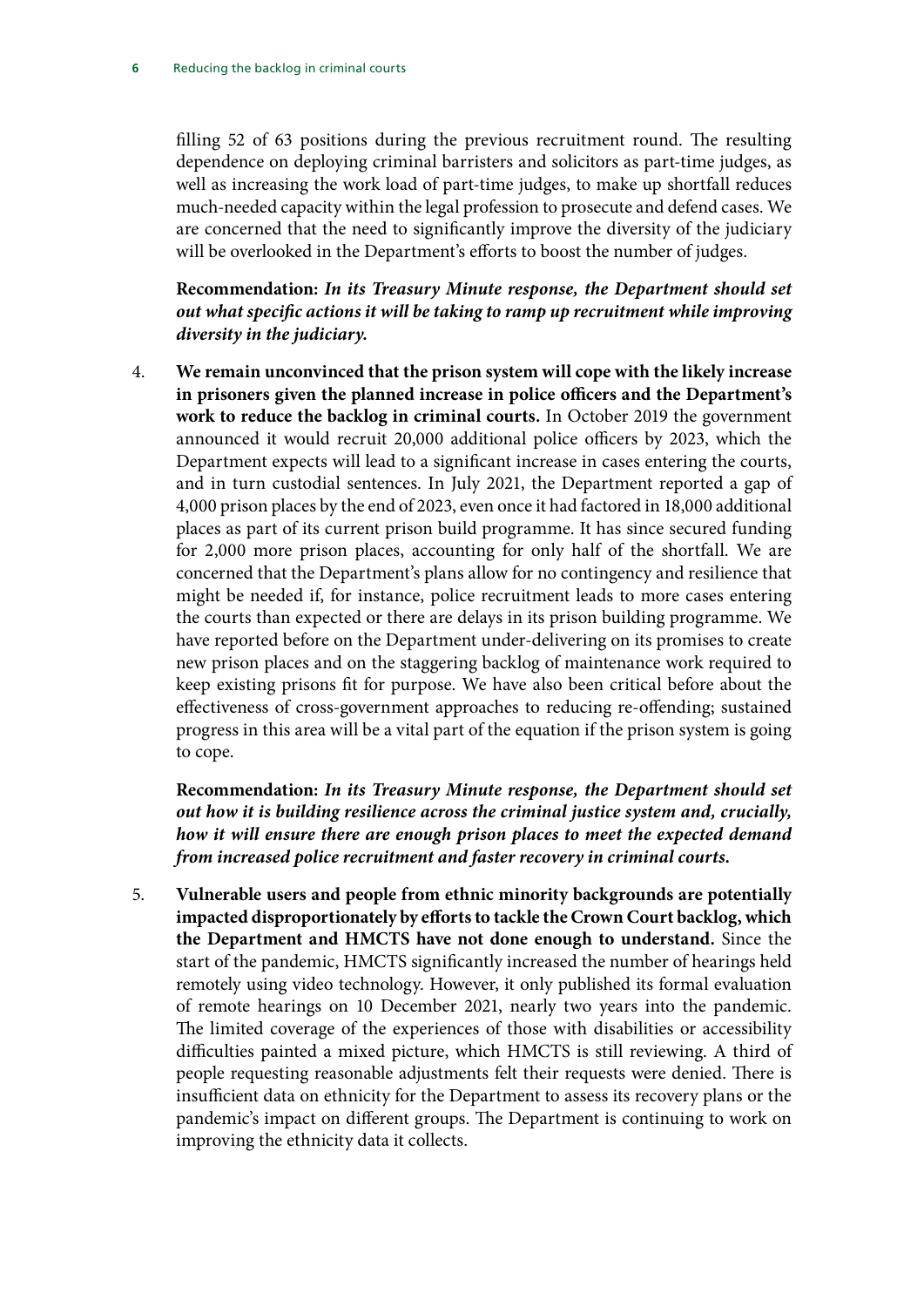filling 52 of 63 positions during the previous recruitment round. The resulting dependence on deploying criminal barristers and solicitors as part-time judges, as well as increasing the work load of part-time judges, to make up shortfall reduces much-needed capacity within the legal profession to prosecute and defend cases. We are concerned that the need to significantly improve the diversity of the judiciary will be overlooked in the Department's efforts to boost the number of judges.

**Recommendation:** ***In its Treasury Minute response, the Department should set out what specific actions it will be taking to ramp up recruitment while improving diversity in the judiciary.***

4. **We remain unconvinced that the prison system will cope with the likely increase in prisoners given the planned increase in police officers and the Department's work to reduce the backlog in criminal courts.** In October 2019 the government announced it would recruit 20,000 additional police officers by 2023, which the Department expects will lead to a significant increase in cases entering the courts, and in turn custodial sentences. In July 2021, the Department reported a gap of 4,000 prison places by the end of 2023, even once it had factored in 18,000 additional places as part of its current prison build programme. It has since secured funding for 2,000 more prison places, accounting for only half of the shortfall. We are concerned that the Department's plans allow for no contingency and resilience that might be needed if, for instance, police recruitment leads to more cases entering the courts than expected or there are delays in its prison building programme. We have reported before on the Department under-delivering on its promises to create new prison places and on the staggering backlog of maintenance work required to keep existing prisons fit for purpose. We have also been critical before about the effectiveness of cross-government approaches to reducing re-offending; sustained progress in this area will be a vital part of the equation if the prison system is going to cope.

   **Recommendation:** ***In its Treasury Minute response, the Department should set out how it is building resilience across the criminal justice system and, crucially, how it will ensure there are enough prison places to meet the expected demand from increased police recruitment and faster recovery in criminal courts.***

5. **Vulnerable users and people from ethnic minority backgrounds are potentially impacted disproportionately by efforts to tackle the Crown Court backlog, which the Department and HMCTS have not done enough to understand.** Since the start of the pandemic, HMCTS significantly increased the number of hearings held remotely using video technology. However, it only published its formal evaluation of remote hearings on 10 December 2021, nearly two years into the pandemic. The limited coverage of the experiences of those with disabilities or accessibility difficulties painted a mixed picture, which HMCTS is still reviewing. A third of people requesting reasonable adjustments felt their requests were denied. There is insufficient data on ethnicity for the Department to assess its recovery plans or the pandemic's impact on different groups. The Department is continuing to work on improving the ethnicity data it collects.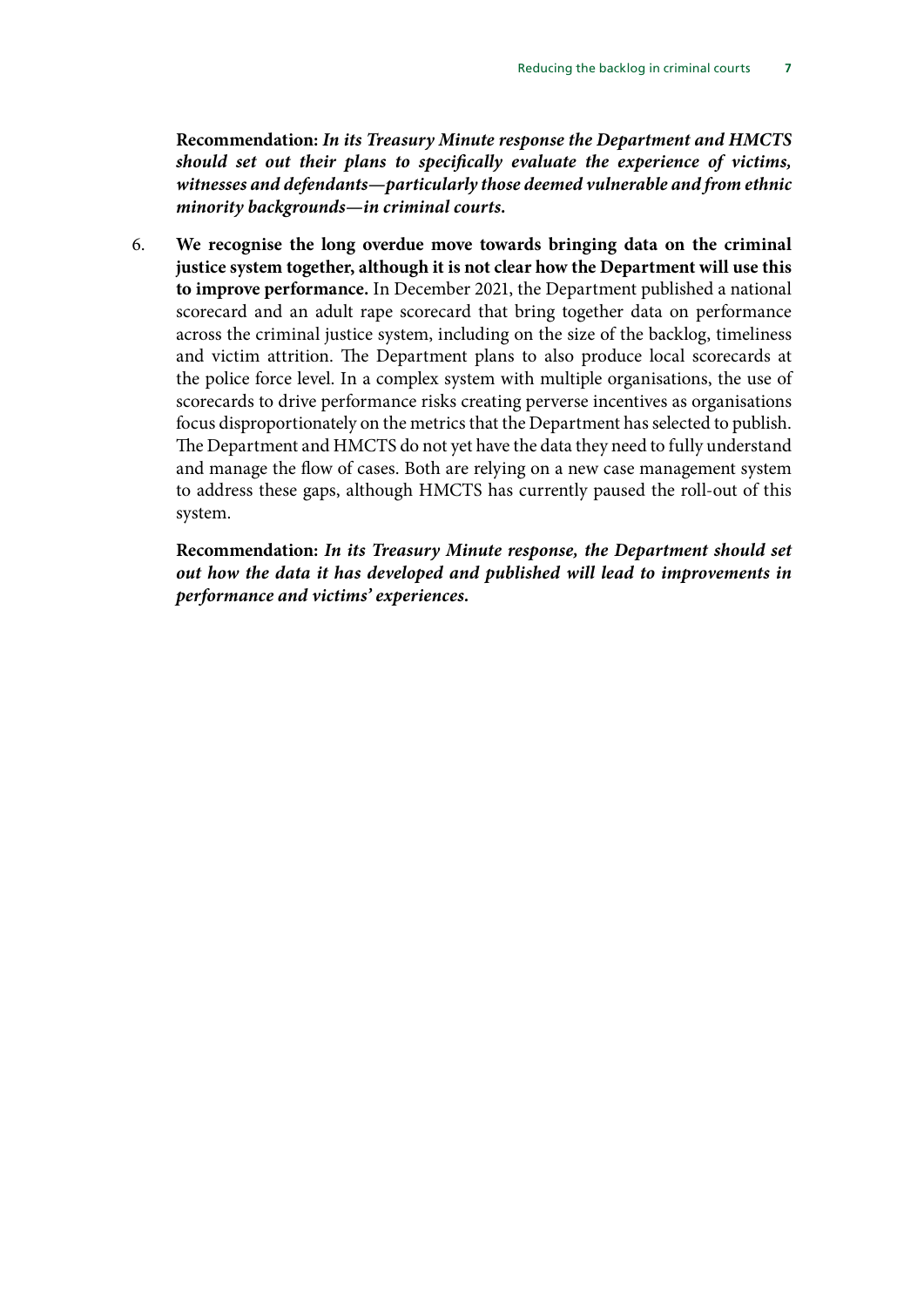**Recommendation:** ***In its Treasury Minute response the Department and HMCTS should set out their plans to specifically evaluate the experience of victims, witnesses and defendants—particularly those deemed vulnerable and from ethnic minority backgrounds—in criminal courts.***

6. **We recognise the long overdue move towards bringing data on the criminal justice system together, although it is not clear how the Department will use this to improve performance.** In December 2021, the Department published a national scorecard and an adult rape scorecard that bring together data on performance across the criminal justice system, including on the size of the backlog, timeliness and victim attrition. The Department plans to also produce local scorecards at the police force level. In a complex system with multiple organisations, the use of scorecards to drive performance risks creating perverse incentives as organisations focus disproportionately on the metrics that the Department has selected to publish. The Department and HMCTS do not yet have the data they need to fully understand and manage the flow of cases. Both are relying on a new case management system to address these gaps, although HMCTS has currently paused the roll-out of this system.

**Recommendation:** ***In its Treasury Minute response, the Department should set out how the data it has developed and published will lead to improvements in performance and victims' experiences.***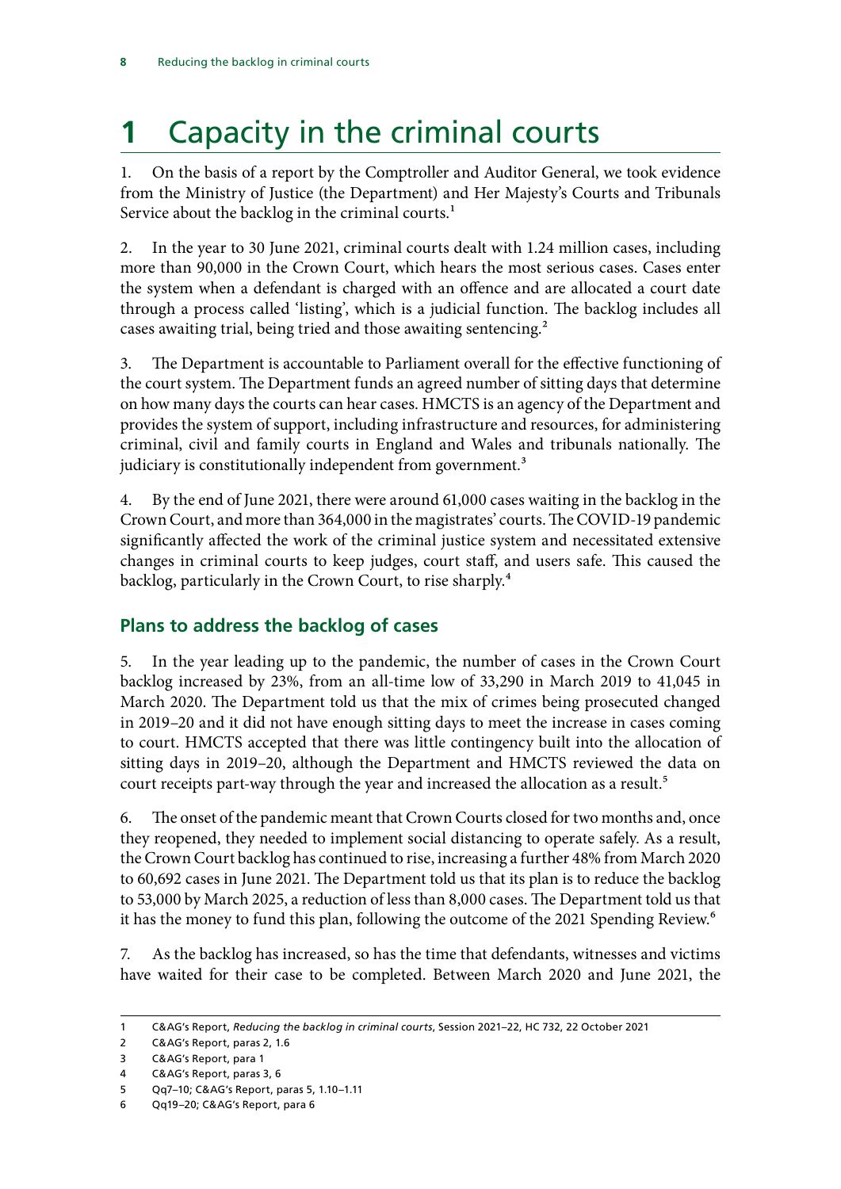# 1 Capacity in the criminal courts

1. On the basis of a report by the Comptroller and Auditor General, we took evidence from the Ministry of Justice (the Department) and Her Majesty's Courts and Tribunals Service about the backlog in the criminal courts.[1]

2. In the year to 30 June 2021, criminal courts dealt with 1.24 million cases, including more than 90,000 in the Crown Court, which hears the most serious cases. Cases enter the system when a defendant is charged with an offence and are allocated a court date through a process called 'listing', which is a judicial function. The backlog includes all cases awaiting trial, being tried and those awaiting sentencing.[2]

3. The Department is accountable to Parliament overall for the effective functioning of the court system. The Department funds an agreed number of sitting days that determine on how many days the courts can hear cases. HMCTS is an agency of the Department and provides the system of support, including infrastructure and resources, for administering criminal, civil and family courts in England and Wales and tribunals nationally. The judiciary is constitutionally independent from government.[3]

4. By the end of June 2021, there were around 61,000 cases waiting in the backlog in the Crown Court, and more than 364,000 in the magistrates' courts. The COVID-19 pandemic significantly affected the work of the criminal justice system and necessitated extensive changes in criminal courts to keep judges, court staff, and users safe. This caused the backlog, particularly in the Crown Court, to rise sharply.[4]

## Plans to address the backlog of cases

5. In the year leading up to the pandemic, the number of cases in the Crown Court backlog increased by 23%, from an all-time low of 33,290 in March 2019 to 41,045 in March 2020. The Department told us that the mix of crimes being prosecuted changed in 2019–20 and it did not have enough sitting days to meet the increase in cases coming to court. HMCTS accepted that there was little contingency built into the allocation of sitting days in 2019–20, although the Department and HMCTS reviewed the data on court receipts part-way through the year and increased the allocation as a result.[5]

6. The onset of the pandemic meant that Crown Courts closed for two months and, once they reopened, they needed to implement social distancing to operate safely. As a result, the Crown Court backlog has continued to rise, increasing a further 48% from March 2020 to 60,692 cases in June 2021. The Department told us that its plan is to reduce the backlog to 53,000 by March 2025, a reduction of less than 8,000 cases. The Department told us that it has the money to fund this plan, following the outcome of the 2021 Spending Review.[6]

7. As the backlog has increased, so has the time that defendants, witnesses and victims have waited for their case to be completed. Between March 2020 and June 2021, the

---

1 C&AG's Report, *Reducing the backlog in criminal courts*, Session 2021–22, HC 732, 22 October 2021

2 C&AG's Report, paras 2, 1.6

3 C&AG's Report, para 1

4 C&AG's Report, paras 3, 6

5 Qq7–10; C&AG's Report, paras 5, 1.10–1.11

6 Qq19–20; C&AG's Report, para 6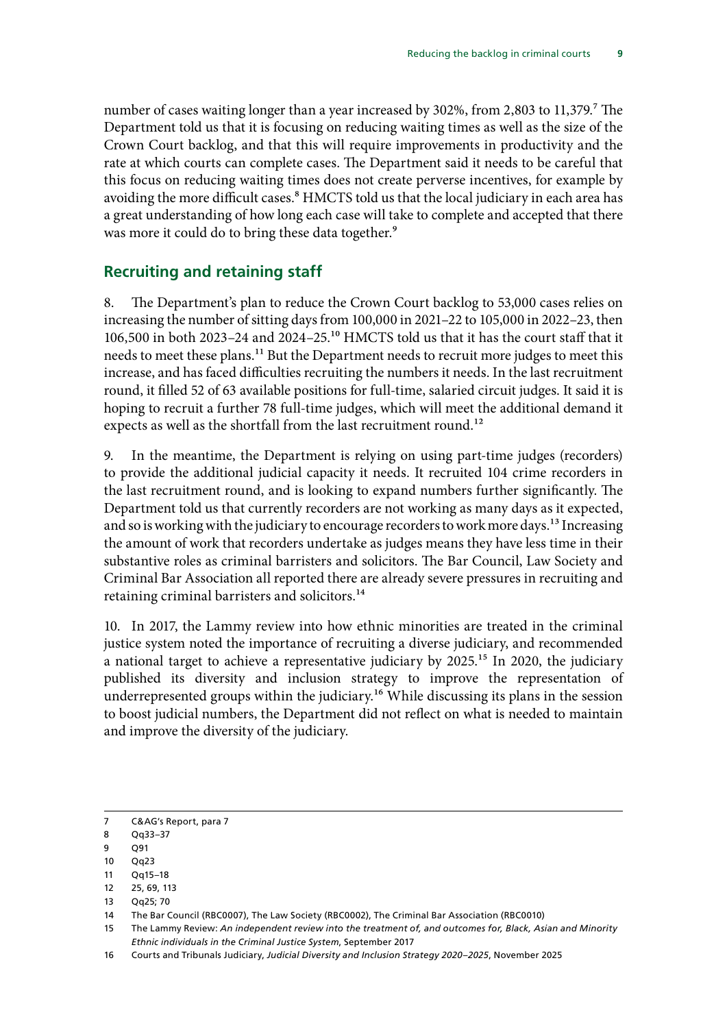number of cases waiting longer than a year increased by 302%, from 2,803 to 11,379.[7] The Department told us that it is focusing on reducing waiting times as well as the size of the Crown Court backlog, and that this will require improvements in productivity and the rate at which courts can complete cases. The Department said it needs to be careful that this focus on reducing waiting times does not create perverse incentives, for example by avoiding the more difficult cases.[8] HMCTS told us that the local judiciary in each area has a great understanding of how long each case will take to complete and accepted that there was more it could do to bring these data together.[9]

## Recruiting and retaining staff

8. The Department's plan to reduce the Crown Court backlog to 53,000 cases relies on increasing the number of sitting days from 100,000 in 2021–22 to 105,000 in 2022–23, then 106,500 in both 2023–24 and 2024–25.[10] HMCTS told us that it has the court staff that it needs to meet these plans.[11] But the Department needs to recruit more judges to meet this increase, and has faced difficulties recruiting the numbers it needs. In the last recruitment round, it filled 52 of 63 available positions for full-time, salaried circuit judges. It said it is hoping to recruit a further 78 full-time judges, which will meet the additional demand it expects as well as the shortfall from the last recruitment round.[12]

9. In the meantime, the Department is relying on using part-time judges (recorders) to provide the additional judicial capacity it needs. It recruited 104 crime recorders in the last recruitment round, and is looking to expand numbers further significantly. The Department told us that currently recorders are not working as many days as it expected, and so is working with the judiciary to encourage recorders to work more days.[13] Increasing the amount of work that recorders undertake as judges means they have less time in their substantive roles as criminal barristers and solicitors. The Bar Council, Law Society and Criminal Bar Association all reported there are already severe pressures in recruiting and retaining criminal barristers and solicitors.[14]

10. In 2017, the Lammy review into how ethnic minorities are treated in the criminal justice system noted the importance of recruiting a diverse judiciary, and recommended a national target to achieve a representative judiciary by 2025.[15] In 2020, the judiciary published its diversity and inclusion strategy to improve the representation of underrepresented groups within the judiciary.[16] While discussing its plans in the session to boost judicial numbers, the Department did not reflect on what is needed to maintain and improve the diversity of the judiciary.

---

7 C&AG's Report, para 7

8 Qq33–37

9 Q91

10 Qq23

11 Qq15–18

12 25, 69, 113

13 Qq25; 70

14 The Bar Council (RBC0007), The Law Society (RBC0002), The Criminal Bar Association (RBC0010)

15 The Lammy Review: *An independent review into the treatment of, and outcomes for, Black, Asian and Minority Ethnic individuals in the Criminal Justice System*, September 2017

16 Courts and Tribunals Judiciary, *Judicial Diversity and Inclusion Strategy 2020–2025*, November 2025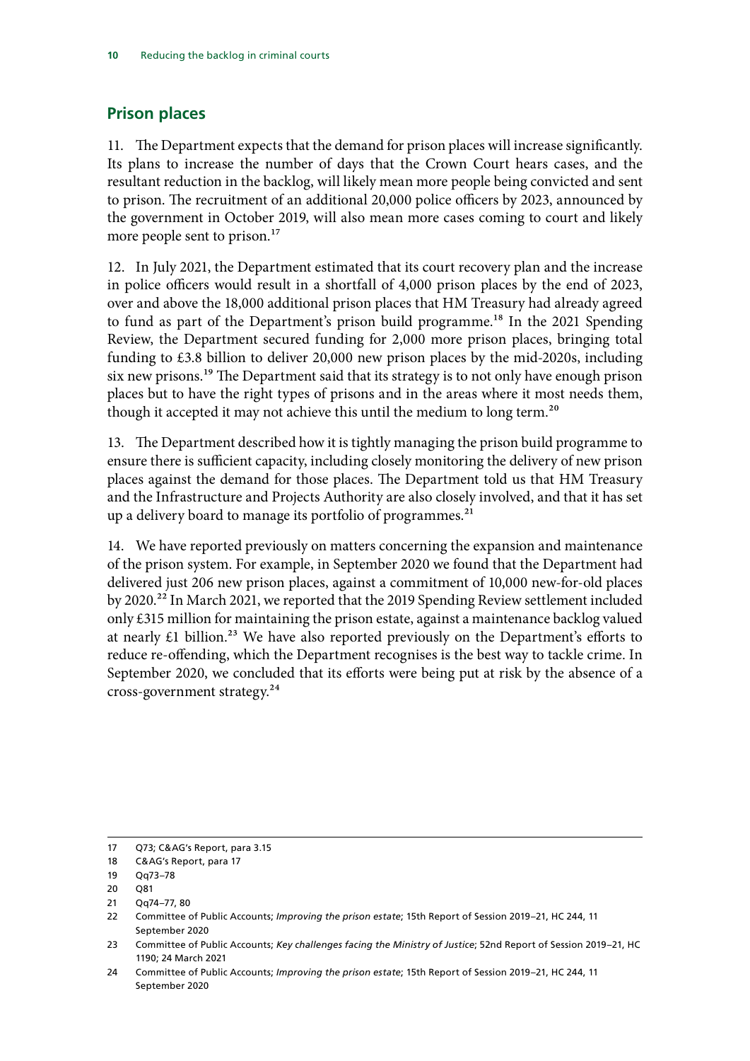## Prison places

11. The Department expects that the demand for prison places will increase significantly. Its plans to increase the number of days that the Crown Court hears cases, and the resultant reduction in the backlog, will likely mean more people being convicted and sent to prison. The recruitment of an additional 20,000 police officers by 2023, announced by the government in October 2019, will also mean more cases coming to court and likely more people sent to prison.[17]

12. In July 2021, the Department estimated that its court recovery plan and the increase in police officers would result in a shortfall of 4,000 prison places by the end of 2023, over and above the 18,000 additional prison places that HM Treasury had already agreed to fund as part of the Department's prison build programme.[18] In the 2021 Spending Review, the Department secured funding for 2,000 more prison places, bringing total funding to £3.8 billion to deliver 20,000 new prison places by the mid-2020s, including six new prisons.[19] The Department said that its strategy is to not only have enough prison places but to have the right types of prisons and in the areas where it most needs them, though it accepted it may not achieve this until the medium to long term.[20]

13. The Department described how it is tightly managing the prison build programme to ensure there is sufficient capacity, including closely monitoring the delivery of new prison places against the demand for those places. The Department told us that HM Treasury and the Infrastructure and Projects Authority are also closely involved, and that it has set up a delivery board to manage its portfolio of programmes.[21]

14. We have reported previously on matters concerning the expansion and maintenance of the prison system. For example, in September 2020 we found that the Department had delivered just 206 new prison places, against a commitment of 10,000 new-for-old places by 2020.[22] In March 2021, we reported that the 2019 Spending Review settlement included only £315 million for maintaining the prison estate, against a maintenance backlog valued at nearly £1 billion.[23] We have also reported previously on the Department's efforts to reduce re-offending, which the Department recognises is the best way to tackle crime. In September 2020, we concluded that its efforts were being put at risk by the absence of a cross-government strategy.[24]

---

17 Q73; C&AG's Report, para 3.15

18 C&AG's Report, para 17

19 Qq73–78

20 Q81

21 Qq74–77, 80

22 Committee of Public Accounts; *Improving the prison estate*; 15th Report of Session 2019–21, HC 244, 11 September 2020

23 Committee of Public Accounts; *Key challenges facing the Ministry of Justice*; 52nd Report of Session 2019–21, HC 1190; 24 March 2021

24 Committee of Public Accounts; *Improving the prison estate*; 15th Report of Session 2019–21, HC 244, 11 September 2020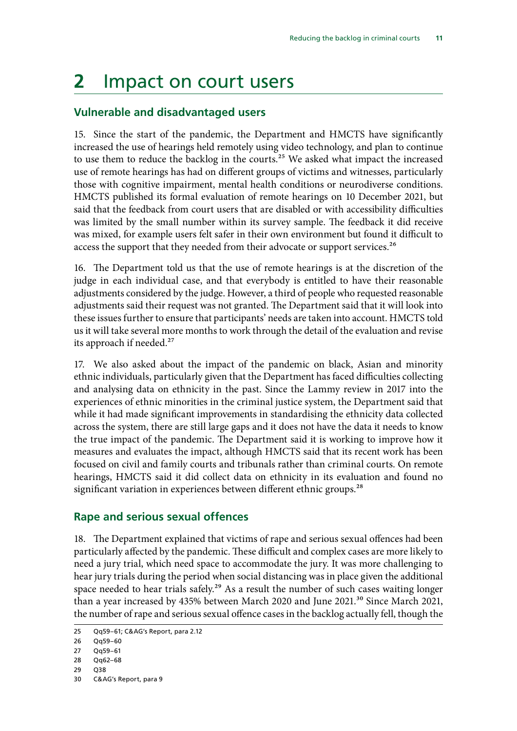# 2 Impact on court users

## Vulnerable and disadvantaged users

15. Since the start of the pandemic, the Department and HMCTS have significantly increased the use of hearings held remotely using video technology, and plan to continue to use them to reduce the backlog in the courts.[25] We asked what impact the increased use of remote hearings has had on different groups of victims and witnesses, particularly those with cognitive impairment, mental health conditions or neurodiverse conditions. HMCTS published its formal evaluation of remote hearings on 10 December 2021, but said that the feedback from court users that are disabled or with accessibility difficulties was limited by the small number within its survey sample. The feedback it did receive was mixed, for example users felt safer in their own environment but found it difficult to access the support that they needed from their advocate or support services.[26]

16. The Department told us that the use of remote hearings is at the discretion of the judge in each individual case, and that everybody is entitled to have their reasonable adjustments considered by the judge. However, a third of people who requested reasonable adjustments said their request was not granted. The Department said that it will look into these issues further to ensure that participants' needs are taken into account. HMCTS told us it will take several more months to work through the detail of the evaluation and revise its approach if needed.[27]

17. We also asked about the impact of the pandemic on black, Asian and minority ethnic individuals, particularly given that the Department has faced difficulties collecting and analysing data on ethnicity in the past. Since the Lammy review in 2017 into the experiences of ethnic minorities in the criminal justice system, the Department said that while it had made significant improvements in standardising the ethnicity data collected across the system, there are still large gaps and it does not have the data it needs to know the true impact of the pandemic. The Department said it is working to improve how it measures and evaluates the impact, although HMCTS said that its recent work has been focused on civil and family courts and tribunals rather than criminal courts. On remote hearings, HMCTS said it did collect data on ethnicity in its evaluation and found no significant variation in experiences between different ethnic groups.[28]

## Rape and serious sexual offences

18. The Department explained that victims of rape and serious sexual offences had been particularly affected by the pandemic. These difficult and complex cases are more likely to need a jury trial, which need space to accommodate the jury. It was more challenging to hear jury trials during the period when social distancing was in place given the additional space needed to hear trials safely.[29] As a result the number of such cases waiting longer than a year increased by 435% between March 2020 and June 2021.[30] Since March 2021, the number of rape and serious sexual offence cases in the backlog actually fell, though the

---

25 Qq59–61; C&AG's Report, para 2.12

26 Qq59–60

27 Qq59–61

28 Qq62–68

29 Q38

30 C&AG's Report, para 9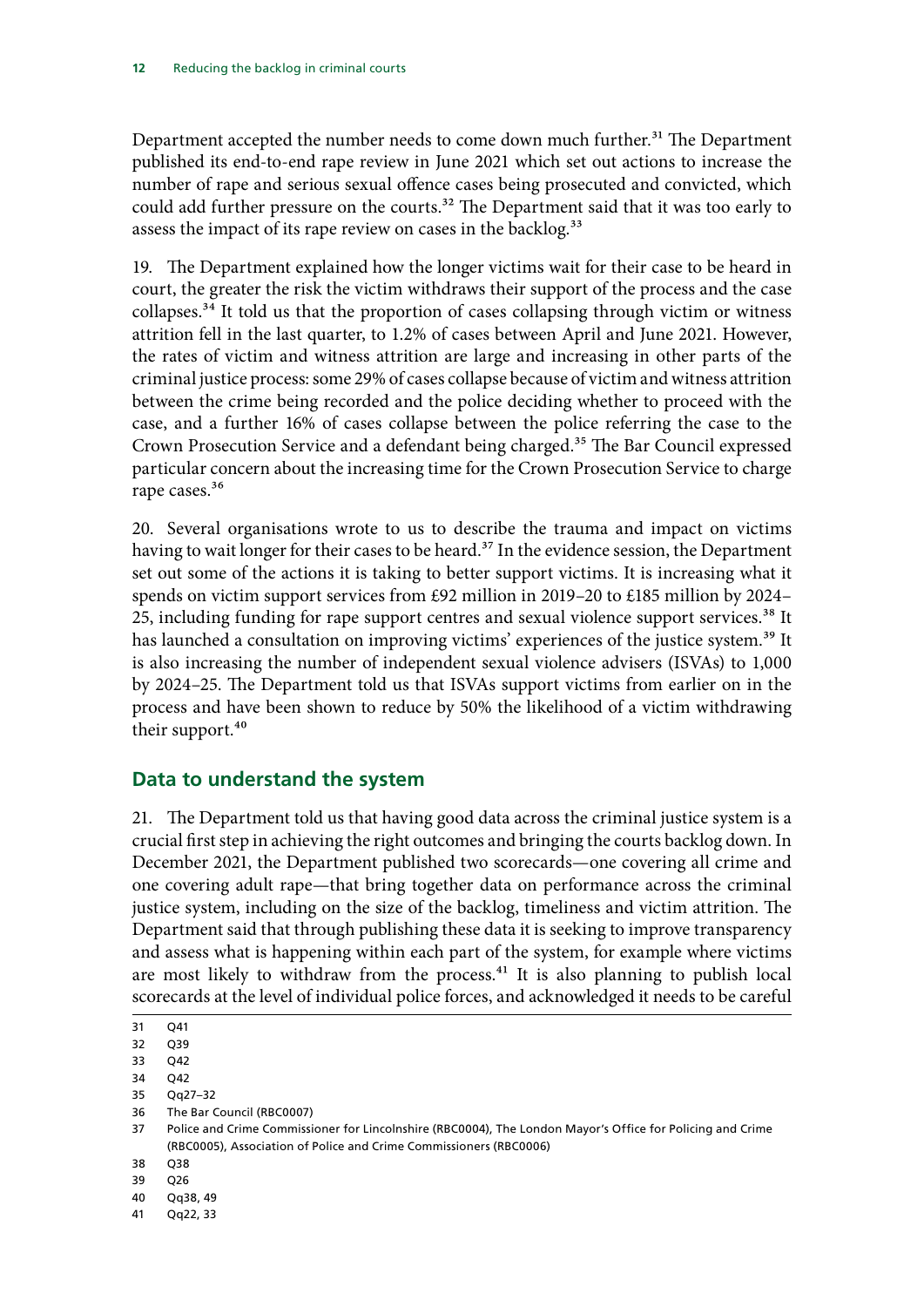Department accepted the number needs to come down much further.[31] The Department published its end-to-end rape review in June 2021 which set out actions to increase the number of rape and serious sexual offence cases being prosecuted and convicted, which could add further pressure on the courts.[32] The Department said that it was too early to assess the impact of its rape review on cases in the backlog.[33]

19. The Department explained how the longer victims wait for their case to be heard in court, the greater the risk the victim withdraws their support of the process and the case collapses.[34] It told us that the proportion of cases collapsing through victim or witness attrition fell in the last quarter, to 1.2% of cases between April and June 2021. However, the rates of victim and witness attrition are large and increasing in other parts of the criminal justice process: some 29% of cases collapse because of victim and witness attrition between the crime being recorded and the police deciding whether to proceed with the case, and a further 16% of cases collapse between the police referring the case to the Crown Prosecution Service and a defendant being charged.[35] The Bar Council expressed particular concern about the increasing time for the Crown Prosecution Service to charge rape cases.[36]

20. Several organisations wrote to us to describe the trauma and impact on victims having to wait longer for their cases to be heard.[37] In the evidence session, the Department set out some of the actions it is taking to better support victims. It is increasing what it spends on victim support services from £92 million in 2019–20 to £185 million by 2024–25, including funding for rape support centres and sexual violence support services.[38] It has launched a consultation on improving victims' experiences of the justice system.[39] It is also increasing the number of independent sexual violence advisers (ISVAs) to 1,000 by 2024–25. The Department told us that ISVAs support victims from earlier on in the process and have been shown to reduce by 50% the likelihood of a victim withdrawing their support.[40]

## Data to understand the system

21. The Department told us that having good data across the criminal justice system is a crucial first step in achieving the right outcomes and bringing the courts backlog down. In December 2021, the Department published two scorecards—one covering all crime and one covering adult rape—that bring together data on performance across the criminal justice system, including on the size of the backlog, timeliness and victim attrition. The Department said that through publishing these data it is seeking to improve transparency and assess what is happening within each part of the system, for example where victims are most likely to withdraw from the process.[41] It is also planning to publish local scorecards at the level of individual police forces, and acknowledged it needs to be careful

---

31 Q41
32 Q39
33 Q42
34 Q42
35 Qq27–32
36 The Bar Council (RBC0007)
37 Police and Crime Commissioner for Lincolnshire (RBC0004), The London Mayor's Office for Policing and Crime (RBC0005), Association of Police and Crime Commissioners (RBC0006)
38 Q38
39 Q26
40 Qq38, 49
41 Qq22, 33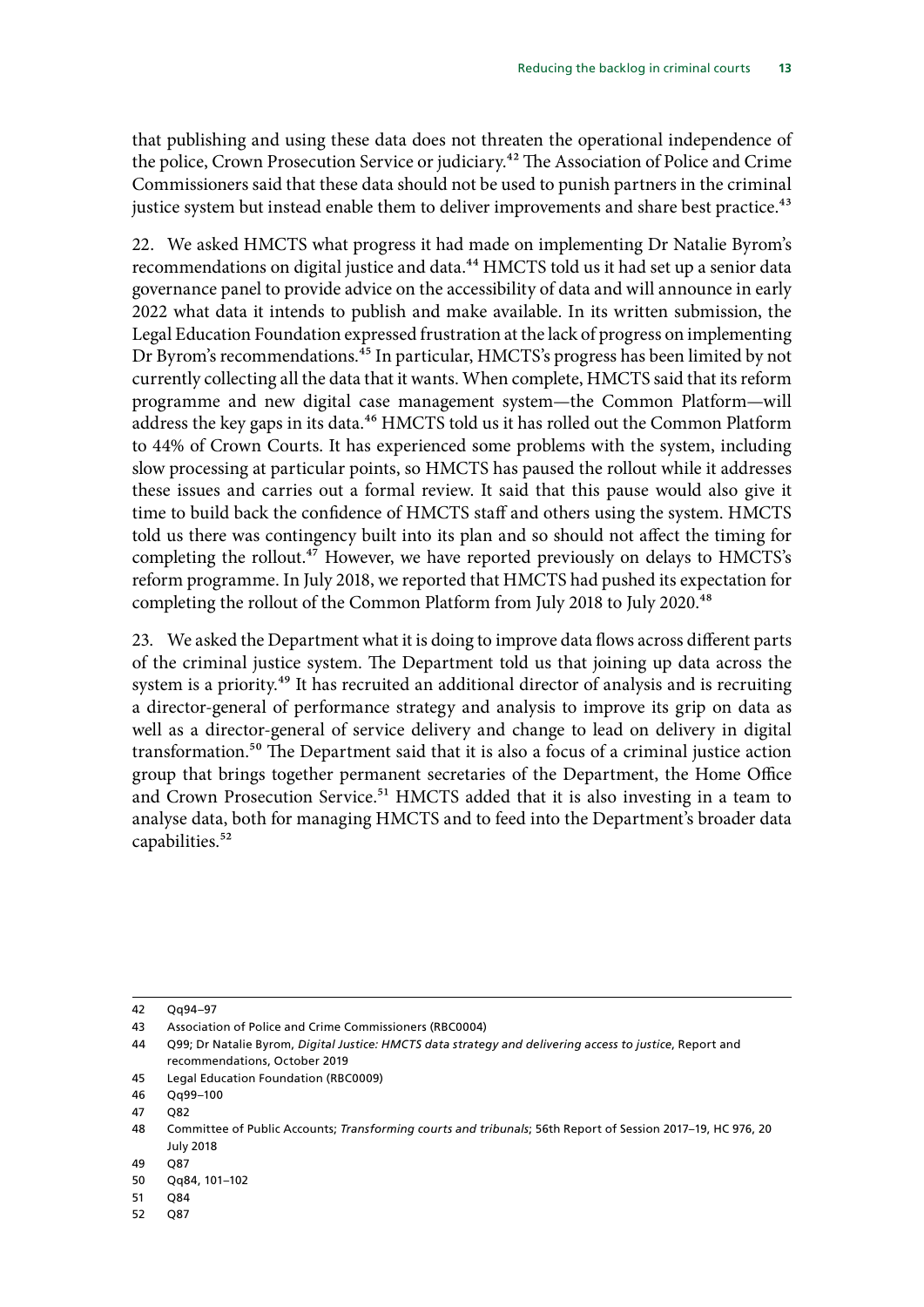that publishing and using these data does not threaten the operational independence of the police, Crown Prosecution Service or judiciary.[42] The Association of Police and Crime Commissioners said that these data should not be used to punish partners in the criminal justice system but instead enable them to deliver improvements and share best practice.[43]

22. We asked HMCTS what progress it had made on implementing Dr Natalie Byrom's recommendations on digital justice and data.[44] HMCTS told us it had set up a senior data governance panel to provide advice on the accessibility of data and will announce in early 2022 what data it intends to publish and make available. In its written submission, the Legal Education Foundation expressed frustration at the lack of progress on implementing Dr Byrom's recommendations.[45] In particular, HMCTS's progress has been limited by not currently collecting all the data that it wants. When complete, HMCTS said that its reform programme and new digital case management system—the Common Platform—will address the key gaps in its data.[46] HMCTS told us it has rolled out the Common Platform to 44% of Crown Courts. It has experienced some problems with the system, including slow processing at particular points, so HMCTS has paused the rollout while it addresses these issues and carries out a formal review. It said that this pause would also give it time to build back the confidence of HMCTS staff and others using the system. HMCTS told us there was contingency built into its plan and so should not affect the timing for completing the rollout.[47] However, we have reported previously on delays to HMCTS's reform programme. In July 2018, we reported that HMCTS had pushed its expectation for completing the rollout of the Common Platform from July 2018 to July 2020.[48]

23. We asked the Department what it is doing to improve data flows across different parts of the criminal justice system. The Department told us that joining up data across the system is a priority.[49] It has recruited an additional director of analysis and is recruiting a director-general of performance strategy and analysis to improve its grip on data as well as a director-general of service delivery and change to lead on delivery in digital transformation.[50] The Department said that it is also a focus of a criminal justice action group that brings together permanent secretaries of the Department, the Home Office and Crown Prosecution Service.[51] HMCTS added that it is also investing in a team to analyse data, both for managing HMCTS and to feed into the Department's broader data capabilities.[52]

---

42 Qq94–97

43 Association of Police and Crime Commissioners (RBC0004)

44 Q99; Dr Natalie Byrom, *Digital Justice: HMCTS data strategy and delivering access to justice*, Report and recommendations, October 2019

45 Legal Education Foundation (RBC0009)

46 Qq99–100

47 Q82

48 Committee of Public Accounts; *Transforming courts and tribunals*; 56th Report of Session 2017–19, HC 976, 20 July 2018

49 Q87

50 Qq84, 101–102

51 Q84

52 Q87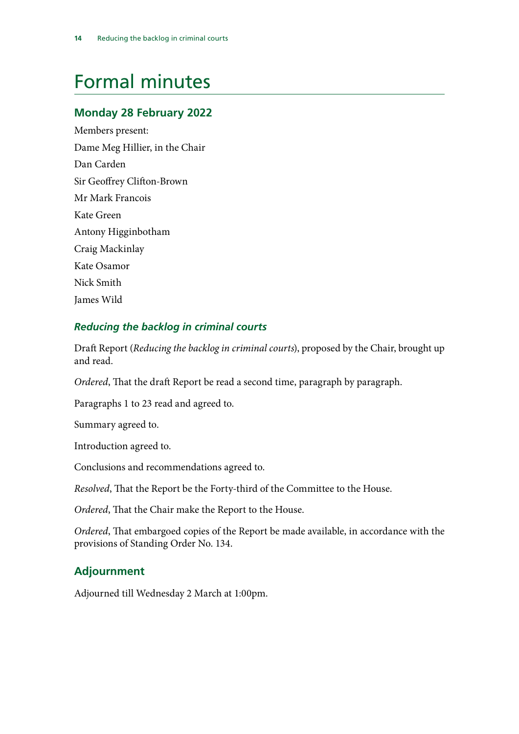# Formal minutes

## Monday 28 February 2022

Members present:

Dame Meg Hillier, in the Chair

Dan Carden

Sir Geoffrey Clifton-Brown

Mr Mark Francois

Kate Green

Antony Higginbotham

Craig Mackinlay

Kate Osamor

Nick Smith

James Wild

### *Reducing the backlog in criminal courts*

Draft Report (*Reducing the backlog in criminal courts*), proposed by the Chair, brought up and read.

*Ordered*, That the draft Report be read a second time, paragraph by paragraph.

Paragraphs 1 to 23 read and agreed to.

Summary agreed to.

Introduction agreed to.

Conclusions and recommendations agreed to.

*Resolved*, That the Report be the Forty-third of the Committee to the House.

*Ordered*, That the Chair make the Report to the House.

*Ordered*, That embargoed copies of the Report be made available, in accordance with the provisions of Standing Order No. 134.

## Adjournment

Adjourned till Wednesday 2 March at 1:00pm.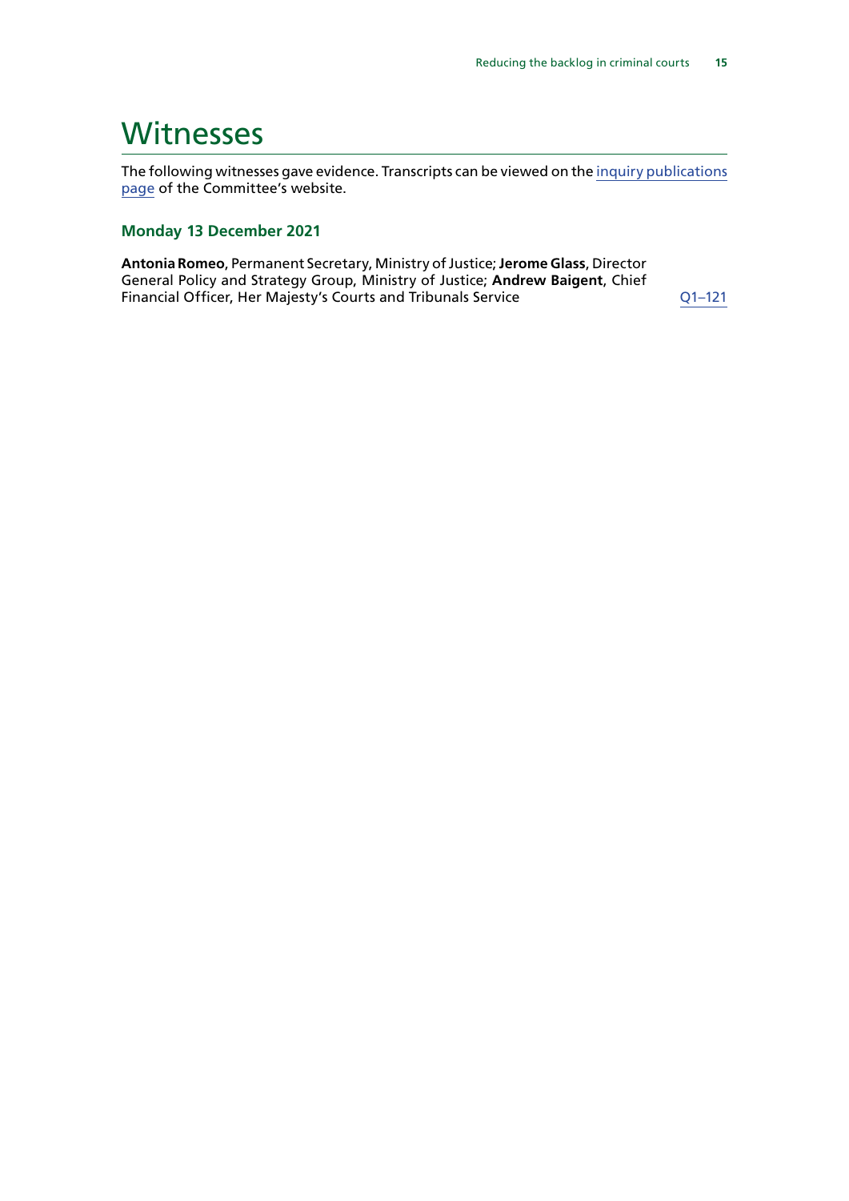# Witnesses

The following witnesses gave evidence. Transcripts can be viewed on the inquiry publications page of the Committee's website.

### Monday 13 December 2021

**Antonia Romeo**, Permanent Secretary, Ministry of Justice; **Jerome Glass**, Director General Policy and Strategy Group, Ministry of Justice; **Andrew Baigent**, Chief Financial Officer, Her Majesty's Courts and Tribunals Service — Q1–121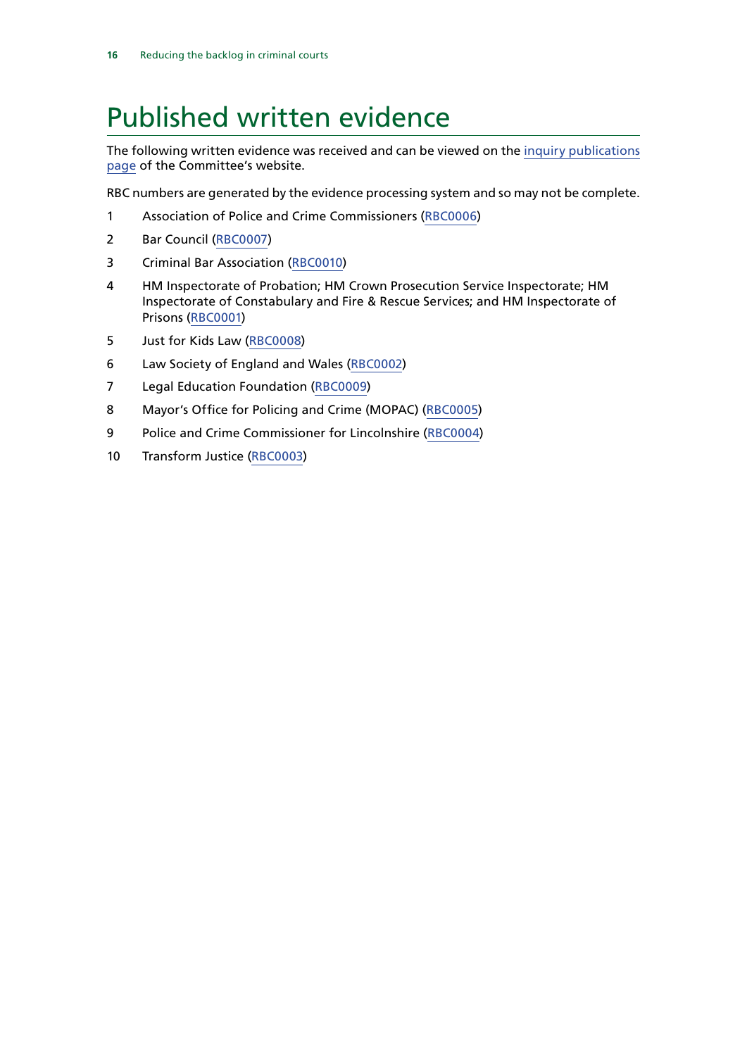# Published written evidence

The following written evidence was received and can be viewed on the inquiry publications page of the Committee's website.

RBC numbers are generated by the evidence processing system and so may not be complete.

1. Association of Police and Crime Commissioners (RBC0006)
2. Bar Council (RBC0007)
3. Criminal Bar Association (RBC0010)
4. HM Inspectorate of Probation; HM Crown Prosecution Service Inspectorate; HM Inspectorate of Constabulary and Fire & Rescue Services; and HM Inspectorate of Prisons (RBC0001)
5. Just for Kids Law (RBC0008)
6. Law Society of England and Wales (RBC0002)
7. Legal Education Foundation (RBC0009)
8. Mayor's Office for Policing and Crime (MOPAC) (RBC0005)
9. Police and Crime Commissioner for Lincolnshire (RBC0004)
10. Transform Justice (RBC0003)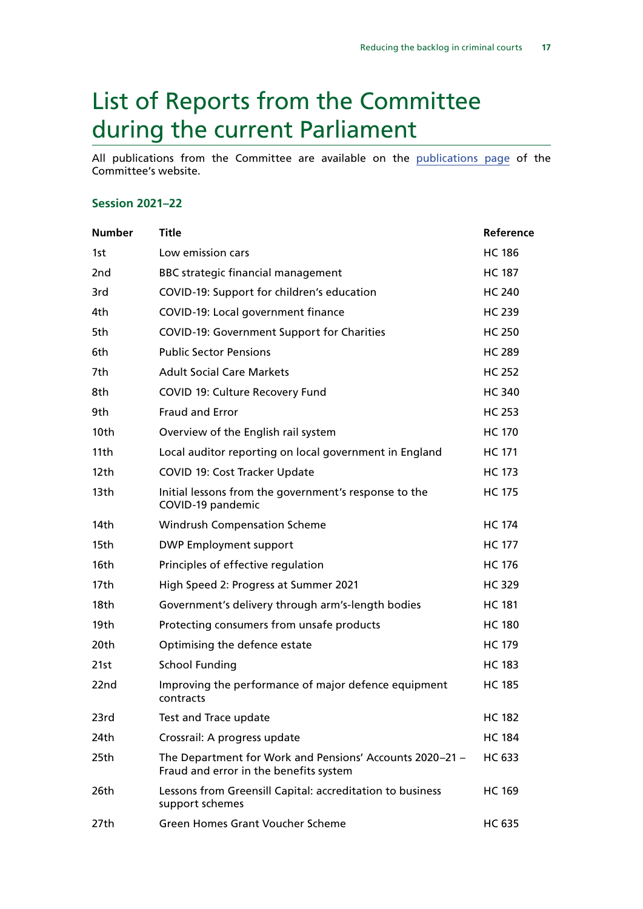# List of Reports from the Committee during the current Parliament

All publications from the Committee are available on the publications page of the Committee's website.

### Session 2021–22

| Number | Title | Reference |
|---|---|---|
| 1st | Low emission cars | HC 186 |
| 2nd | BBC strategic financial management | HC 187 |
| 3rd | COVID-19: Support for children's education | HC 240 |
| 4th | COVID-19: Local government finance | HC 239 |
| 5th | COVID-19: Government Support for Charities | HC 250 |
| 6th | Public Sector Pensions | HC 289 |
| 7th | Adult Social Care Markets | HC 252 |
| 8th | COVID 19: Culture Recovery Fund | HC 340 |
| 9th | Fraud and Error | HC 253 |
| 10th | Overview of the English rail system | HC 170 |
| 11th | Local auditor reporting on local government in England | HC 171 |
| 12th | COVID 19: Cost Tracker Update | HC 173 |
| 13th | Initial lessons from the government's response to the COVID-19 pandemic | HC 175 |
| 14th | Windrush Compensation Scheme | HC 174 |
| 15th | DWP Employment support | HC 177 |
| 16th | Principles of effective regulation | HC 176 |
| 17th | High Speed 2: Progress at Summer 2021 | HC 329 |
| 18th | Government's delivery through arm's-length bodies | HC 181 |
| 19th | Protecting consumers from unsafe products | HC 180 |
| 20th | Optimising the defence estate | HC 179 |
| 21st | School Funding | HC 183 |
| 22nd | Improving the performance of major defence equipment contracts | HC 185 |
| 23rd | Test and Trace update | HC 182 |
| 24th | Crossrail: A progress update | HC 184 |
| 25th | The Department for Work and Pensions' Accounts 2020–21 – Fraud and error in the benefits system | HC 633 |
| 26th | Lessons from Greensill Capital: accreditation to business support schemes | HC 169 |
| 27th | Green Homes Grant Voucher Scheme | HC 635 |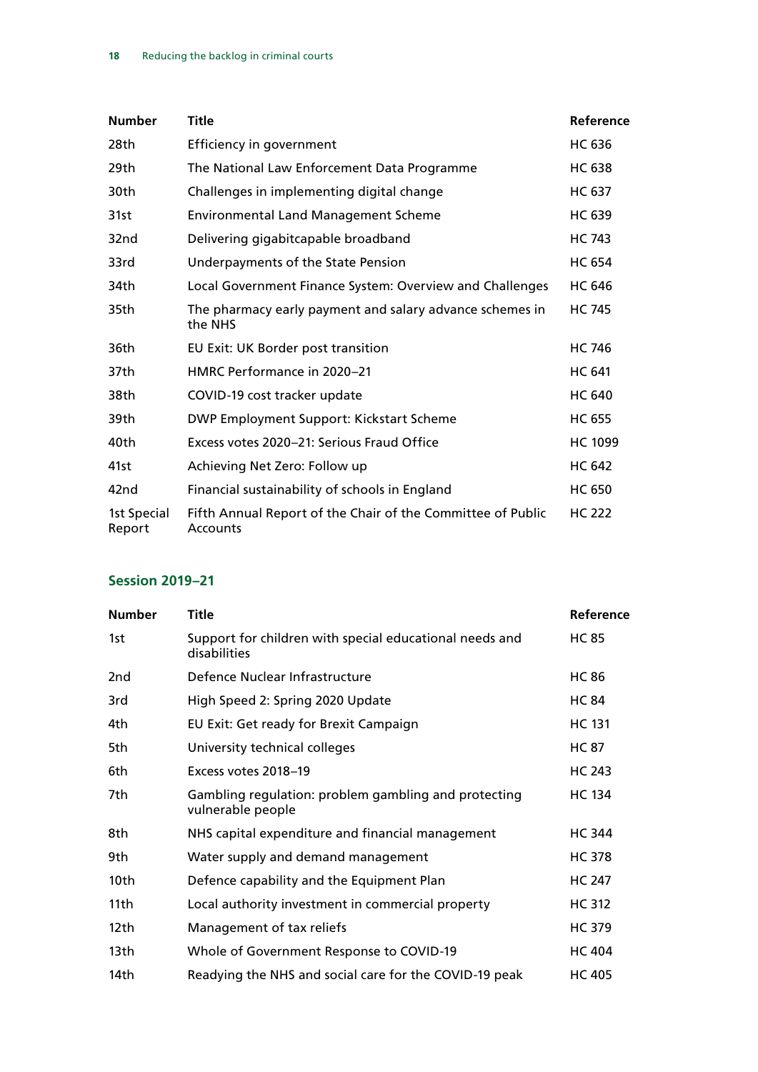| Number | Title | Reference |
|---|---|---|
| 28th | Efficiency in government | HC 636 |
| 29th | The National Law Enforcement Data Programme | HC 638 |
| 30th | Challenges in implementing digital change | HC 637 |
| 31st | Environmental Land Management Scheme | HC 639 |
| 32nd | Delivering gigabitcapable broadband | HC 743 |
| 33rd | Underpayments of the State Pension | HC 654 |
| 34th | Local Government Finance System: Overview and Challenges | HC 646 |
| 35th | The pharmacy early payment and salary advance schemes in the NHS | HC 745 |
| 36th | EU Exit: UK Border post transition | HC 746 |
| 37th | HMRC Performance in 2020–21 | HC 641 |
| 38th | COVID-19 cost tracker update | HC 640 |
| 39th | DWP Employment Support: Kickstart Scheme | HC 655 |
| 40th | Excess votes 2020–21: Serious Fraud Office | HC 1099 |
| 41st | Achieving Net Zero: Follow up | HC 642 |
| 42nd | Financial sustainability of schools in England | HC 650 |
| 1st Special Report | Fifth Annual Report of the Chair of the Committee of Public Accounts | HC 222 |

## Session 2019–21

| Number | Title | Reference |
|---|---|---|
| 1st | Support for children with special educational needs and disabilities | HC 85 |
| 2nd | Defence Nuclear Infrastructure | HC 86 |
| 3rd | High Speed 2: Spring 2020 Update | HC 84 |
| 4th | EU Exit: Get ready for Brexit Campaign | HC 131 |
| 5th | University technical colleges | HC 87 |
| 6th | Excess votes 2018–19 | HC 243 |
| 7th | Gambling regulation: problem gambling and protecting vulnerable people | HC 134 |
| 8th | NHS capital expenditure and financial management | HC 344 |
| 9th | Water supply and demand management | HC 378 |
| 10th | Defence capability and the Equipment Plan | HC 247 |
| 11th | Local authority investment in commercial property | HC 312 |
| 12th | Management of tax reliefs | HC 379 |
| 13th | Whole of Government Response to COVID-19 | HC 404 |
| 14th | Readying the NHS and social care for the COVID-19 peak | HC 405 |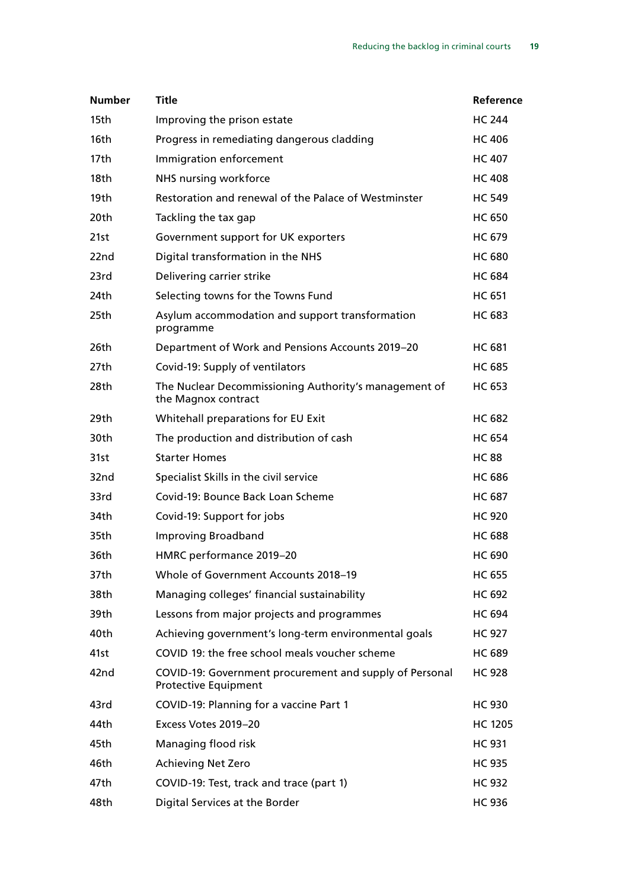| Number | Title | Reference |
| --- | --- | --- |
| 15th | Improving the prison estate | HC 244 |
| 16th | Progress in remediating dangerous cladding | HC 406 |
| 17th | Immigration enforcement | HC 407 |
| 18th | NHS nursing workforce | HC 408 |
| 19th | Restoration and renewal of the Palace of Westminster | HC 549 |
| 20th | Tackling the tax gap | HC 650 |
| 21st | Government support for UK exporters | HC 679 |
| 22nd | Digital transformation in the NHS | HC 680 |
| 23rd | Delivering carrier strike | HC 684 |
| 24th | Selecting towns for the Towns Fund | HC 651 |
| 25th | Asylum accommodation and support transformation programme | HC 683 |
| 26th | Department of Work and Pensions Accounts 2019–20 | HC 681 |
| 27th | Covid-19: Supply of ventilators | HC 685 |
| 28th | The Nuclear Decommissioning Authority's management of the Magnox contract | HC 653 |
| 29th | Whitehall preparations for EU Exit | HC 682 |
| 30th | The production and distribution of cash | HC 654 |
| 31st | Starter Homes | HC 88 |
| 32nd | Specialist Skills in the civil service | HC 686 |
| 33rd | Covid-19: Bounce Back Loan Scheme | HC 687 |
| 34th | Covid-19: Support for jobs | HC 920 |
| 35th | Improving Broadband | HC 688 |
| 36th | HMRC performance 2019–20 | HC 690 |
| 37th | Whole of Government Accounts 2018–19 | HC 655 |
| 38th | Managing colleges' financial sustainability | HC 692 |
| 39th | Lessons from major projects and programmes | HC 694 |
| 40th | Achieving government's long-term environmental goals | HC 927 |
| 41st | COVID 19: the free school meals voucher scheme | HC 689 |
| 42nd | COVID-19: Government procurement and supply of Personal Protective Equipment | HC 928 |
| 43rd | COVID-19: Planning for a vaccine Part 1 | HC 930 |
| 44th | Excess Votes 2019–20 | HC 1205 |
| 45th | Managing flood risk | HC 931 |
| 46th | Achieving Net Zero | HC 935 |
| 47th | COVID-19: Test, track and trace (part 1) | HC 932 |
| 48th | Digital Services at the Border | HC 936 |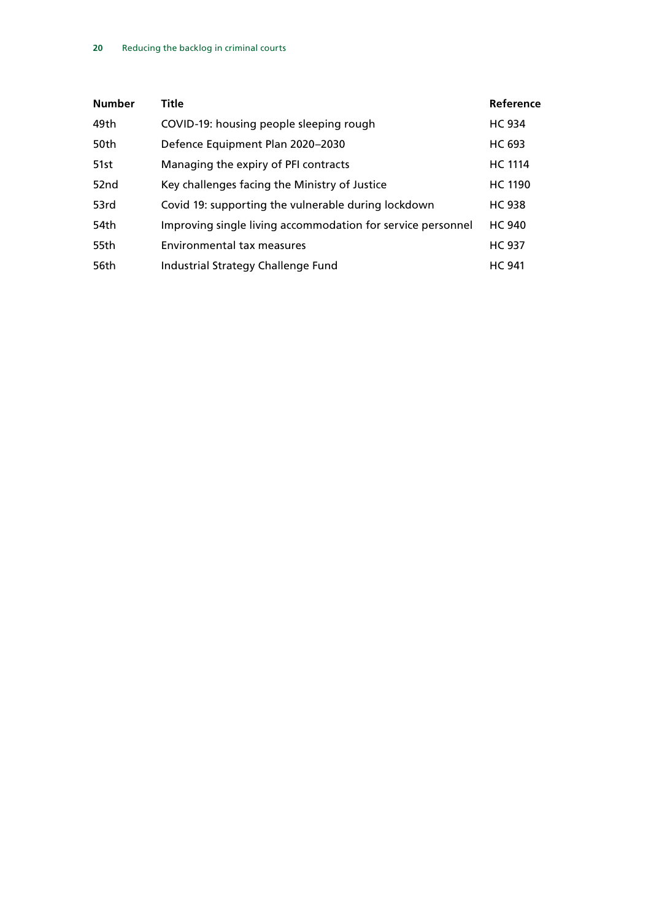| Number | Title | Reference |
|---|---|---|
| 49th | COVID-19: housing people sleeping rough | HC 934 |
| 50th | Defence Equipment Plan 2020–2030 | HC 693 |
| 51st | Managing the expiry of PFI contracts | HC 1114 |
| 52nd | Key challenges facing the Ministry of Justice | HC 1190 |
| 53rd | Covid 19: supporting the vulnerable during lockdown | HC 938 |
| 54th | Improving single living accommodation for service personnel | HC 940 |
| 55th | Environmental tax measures | HC 937 |
| 56th | Industrial Strategy Challenge Fund | HC 941 |